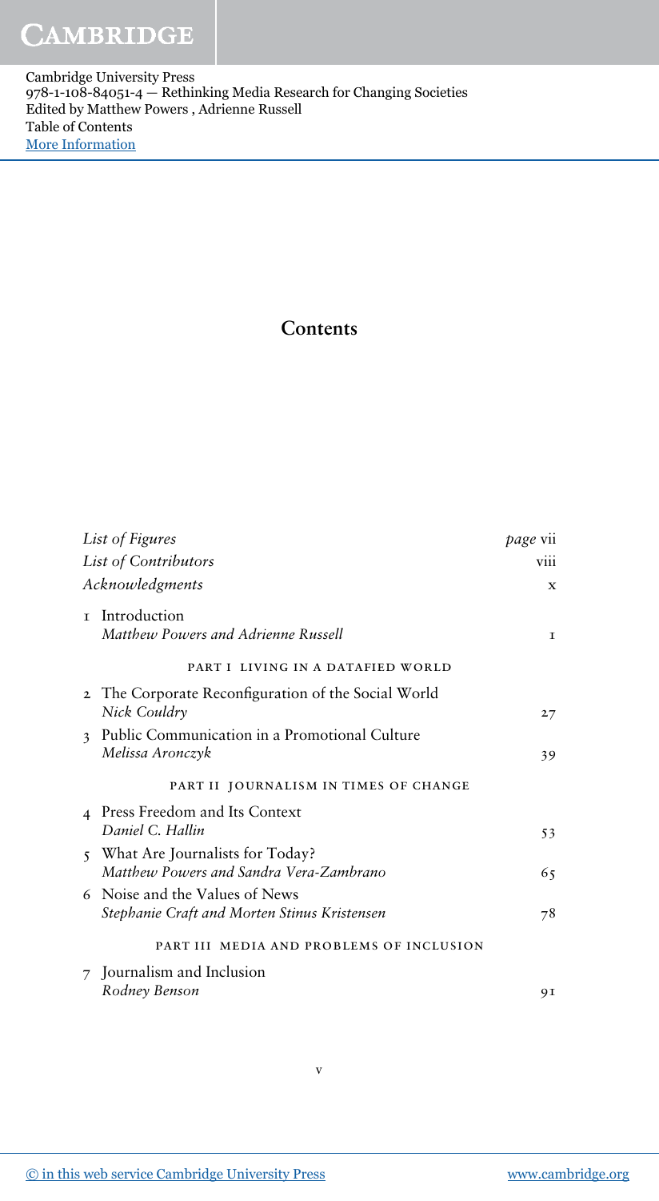# Contents

| | |
|---|---|
| *List of Figures* | *page* vii |
| *List of Contributors* | viii |
| *Acknowledgments* | x |
| 1 Introduction<br>*Matthew Powers and Adrienne Russell* | 1 |
| PART I LIVING IN A DATAFIED WORLD | |
| 2 The Corporate Reconfiguration of the Social World<br>*Nick Couldry* | 27 |
| 3 Public Communication in a Promotional Culture<br>*Melissa Aronczyk* | 39 |
| PART II JOURNALISM IN TIMES OF CHANGE | |
| 4 Press Freedom and Its Context<br>*Daniel C. Hallin* | 53 |
| 5 What Are Journalists for Today?<br>*Matthew Powers and Sandra Vera-Zambrano* | 65 |
| 6 Noise and the Values of News<br>*Stephanie Craft and Morten Stinus Kristensen* | 78 |
| PART III MEDIA AND PROBLEMS OF INCLUSION | |
| 7 Journalism and Inclusion<br>*Rodney Benson* | 91 |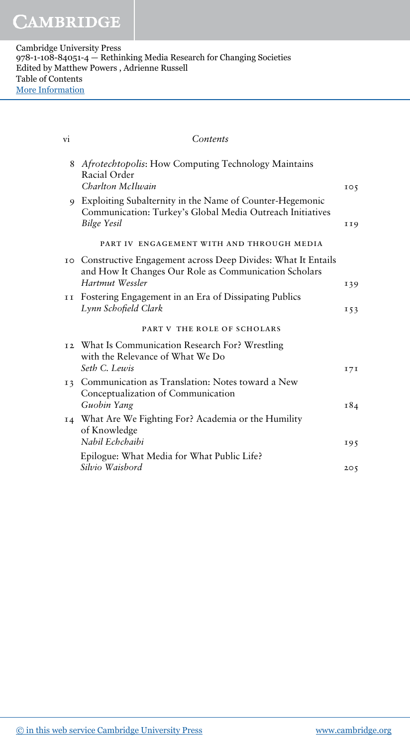| | | |
|---|---|---|
| 8 | *Afrotechtopolis*: How Computing Technology Maintains Racial Order<br>*Charlton McIlwain* | 105 |
| 9 | Exploiting Subalternity in the Name of Counter-Hegemonic Communication: Turkey's Global Media Outreach Initiatives<br>*Bilge Yesil* | 119 |
| | PART IV ENGAGEMENT WITH AND THROUGH MEDIA | |
| 10 | Constructive Engagement across Deep Divides: What It Entails and How It Changes Our Role as Communication Scholars<br>*Hartmut Wessler* | 139 |
| 11 | Fostering Engagement in an Era of Dissipating Publics<br>*Lynn Schofield Clark* | 153 |
| | PART V THE ROLE OF SCHOLARS | |
| 12 | What Is Communication Research For? Wrestling with the Relevance of What We Do<br>*Seth C. Lewis* | 171 |
| 13 | Communication as Translation: Notes toward a New Conceptualization of Communication<br>*Guobin Yang* | 184 |
| 14 | What Are We Fighting For? Academia or the Humility of Knowledge<br>*Nabil Echchaibi* | 195 |
| | Epilogue: What Media for What Public Life?<br>*Silvio Waisbord* | 205 |